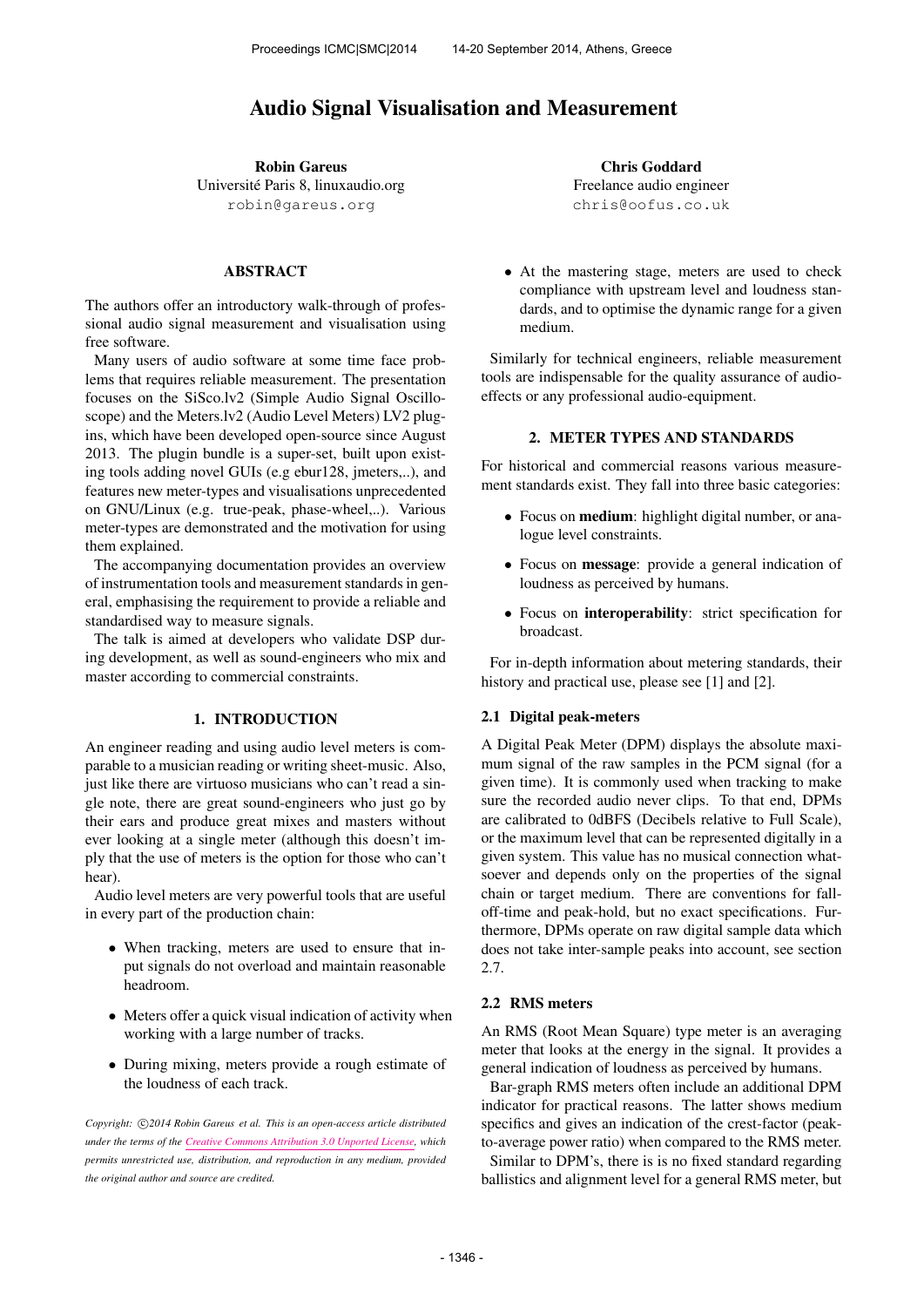// Audio Signal Visualisation and Measurement

# Audio Signal Visualisation and Measurement

**Robin Gareus**
Université Paris 8, linuxaudio.org
robin@gareus.org

**Chris Goddard**
Freelance audio engineer
chris@oofus.co.uk

## ABSTRACT

The authors offer an introductory walk-through of professional audio signal measurement and visualisation using free software.

Many users of audio software at some time face problems that requires reliable measurement. The presentation focuses on the SiSco.lv2 (Simple Audio Signal Oscilloscope) and the Meters.lv2 (Audio Level Meters) LV2 plugins, which have been developed open-source since August 2013. The plugin bundle is a super-set, built upon existing tools adding novel GUIs (e.g ebur128, jmeters,..), and features new meter-types and visualisations unprecedented on GNU/Linux (e.g. true-peak, phase-wheel,..). Various meter-types are demonstrated and the motivation for using them explained.

The accompanying documentation provides an overview of instrumentation tools and measurement standards in general, emphasising the requirement to provide a reliable and standardised way to measure signals.

The talk is aimed at developers who validate DSP during development, as well as sound-engineers who mix and master according to commercial constraints.

## 1. INTRODUCTION

An engineer reading and using audio level meters is comparable to a musician reading or writing sheet-music. Also, just like there are virtuoso musicians who can't read a single note, there are great sound-engineers who just go by their ears and produce great mixes and masters without ever looking at a single meter (although this doesn't imply that the use of meters is the option for those who can't hear).

Audio level meters are very powerful tools that are useful in every part of the production chain:

- When tracking, meters are used to ensure that input signals do not overload and maintain reasonable headroom.
- Meters offer a quick visual indication of activity when working with a large number of tracks.
- During mixing, meters provide a rough estimate of the loudness of each track.
- At the mastering stage, meters are used to check compliance with upstream level and loudness standards, and to optimise the dynamic range for a given medium.

Similarly for technical engineers, reliable measurement tools are indispensable for the quality assurance of audio-effects or any professional audio-equipment.

*Copyright: ©2014 Robin Gareus et al. This is an open-access article distributed under the terms of the Creative Commons Attribution 3.0 Unported License, which permits unrestricted use, distribution, and reproduction in any medium, provided the original author and source are credited.*

## 2. METER TYPES AND STANDARDS

For historical and commercial reasons various measurement standards exist. They fall into three basic categories:

- Focus on **medium**: highlight digital number, or analogue level constraints.
- Focus on **message**: provide a general indication of loudness as perceived by humans.
- Focus on **interoperability**: strict specification for broadcast.

For in-depth information about metering standards, their history and practical use, please see [1] and [2].

### 2.1 Digital peak-meters

A Digital Peak Meter (DPM) displays the absolute maximum signal of the raw samples in the PCM signal (for a given time). It is commonly used when tracking to make sure the recorded audio never clips. To that end, DPMs are calibrated to 0dBFS (Decibels relative to Full Scale), or the maximum level that can be represented digitally in a given system. This value has no musical connection whatsoever and depends only on the properties of the signal chain or target medium. There are conventions for fall-off-time and peak-hold, but no exact specifications. Furthermore, DPMs operate on raw digital sample data which does not take inter-sample peaks into account, see section 2.7.

### 2.2 RMS meters

An RMS (Root Mean Square) type meter is an averaging meter that looks at the energy in the signal. It provides a general indication of loudness as perceived by humans.

Bar-graph RMS meters often include an additional DPM indicator for practical reasons. The latter shows medium specifics and gives an indication of the crest-factor (peak-to-average power ratio) when compared to the RMS meter.

Similar to DPM's, there is is no fixed standard regarding ballistics and alignment level for a general RMS meter, but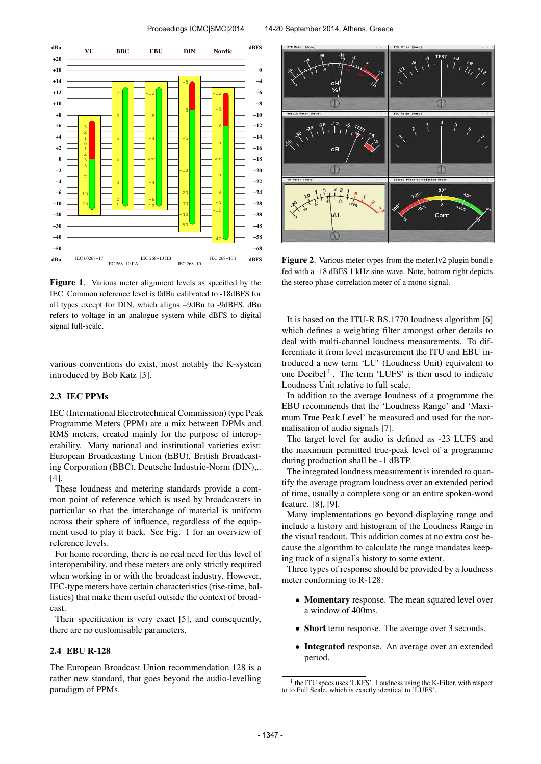**Figure 1**. Various meter alignment levels as specified by the IEC. Common reference level is 0dBu calibrated to -18dBFS for all types except for DIN, which aligns +9dBu to -9dBFS. dBu refers to voltage in an analogue system while dBFS to digital signal full-scale.

various conventions do exist, most notably the K-system introduced by Bob Katz [3].

### 2.3 IEC PPMs

IEC (International Electrotechnical Commission) type Peak Programme Meters (PPM) are a mix between DPMs and RMS meters, created mainly for the purpose of interoperability. Many national and institutional varieties exist: European Broadcasting Union (EBU), British Broadcasting Corporation (BBC), Deutsche Industrie-Norm (DIN),.. [4].

These loudness and metering standards provide a common point of reference which is used by broadcasters in particular so that the interchange of material is uniform across their sphere of influence, regardless of the equipment used to play it back. See Fig. 1 for an overview of reference levels.

For home recording, there is no real need for this level of interoperability, and these meters are only strictly required when working in or with the broadcast industry. However, IEC-type meters have certain characteristics (rise-time, ballistics) that make them useful outside the context of broadcast.

Their specification is very exact [5], and consequently, there are no customisable parameters.

### 2.4 EBU R-128

The European Broadcast Union recommendation 128 is a rather new standard, that goes beyond the audio-levelling paradigm of PPMs.

**Figure 2**. Various meter-types from the meter.lv2 plugin bundle fed with a -18 dBFS 1 kHz sine wave. Note, bottom right depicts the stereo phase correlation meter of a mono signal.

It is based on the ITU-R BS.1770 loudness algorithm [6] which defines a weighting filter amongst other details to deal with multi-channel loudness measurements. To differentiate it from level measurement the ITU and EBU introduced a new term 'LU' (Loudness Unit) equivalent to one Decibel [1]. The term 'LUFS' is then used to indicate Loudness Unit relative to full scale.

In addition to the average loudness of a programme the EBU recommends that the 'Loudness Range' and 'Maximum True Peak Level' be measured and used for the normalisation of audio signals [7].

The target level for audio is defined as -23 LUFS and the maximum permitted true-peak level of a programme during production shall be -1 dBTP.

The integrated loudness measurement is intended to quantify the average program loudness over an extended period of time, usually a complete song or an entire spoken-word feature. [8], [9].

Many implementations go beyond displaying range and include a history and histogram of the Loudness Range in the visual readout. This addition comes at no extra cost because the algorithm to calculate the range mandates keeping track of a signal's history to some extent.

Three types of response should be provided by a loudness meter conforming to R-128:

- **Momentary** response. The mean squared level over a window of 400ms.
- **Short** term response. The average over 3 seconds.
- **Integrated** response. An average over an extended period.

[1] the ITU specs uses 'LKFS', Loudness using the K-Filter, with respect to to Full Scale, which is exactly identical to 'LUFS'.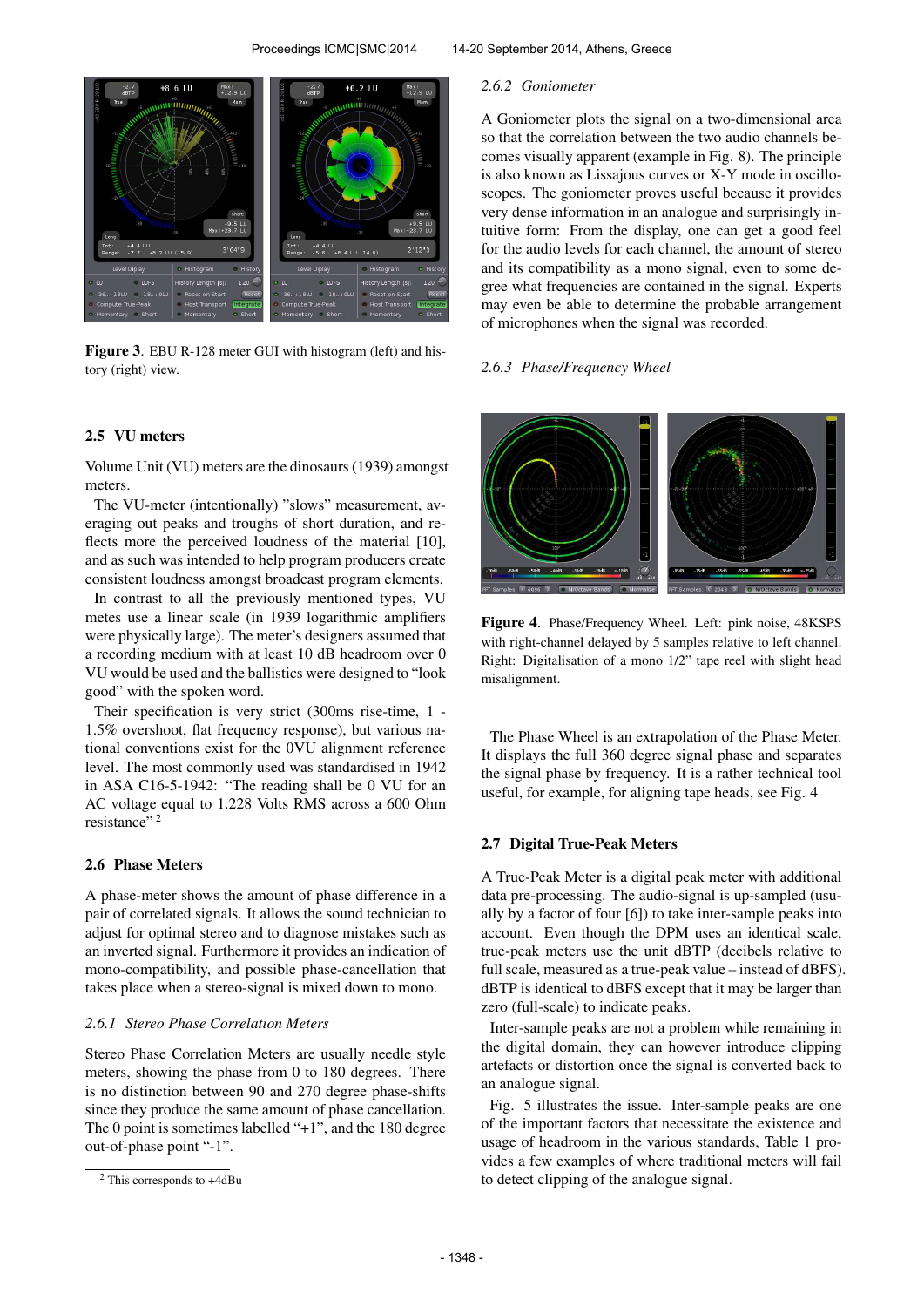**Figure 3**. EBU R-128 meter GUI with histogram (left) and history (right) view.

## 2.5 VU meters

Volume Unit (VU) meters are the dinosaurs (1939) amongst meters.

The VU-meter (intentionally) "slows" measurement, averaging out peaks and troughs of short duration, and reflects more the perceived loudness of the material [10], and as such was intended to help program producers create consistent loudness amongst broadcast program elements.

In contrast to all the previously mentioned types, VU metes use a linear scale (in 1939 logarithmic amplifiers were physically large). The meter's designers assumed that a recording medium with at least 10 dB headroom over 0 VU would be used and the ballistics were designed to "look good" with the spoken word.

Their specification is very strict (300ms rise-time, 1 - 1.5% overshoot, flat frequency response), but various national conventions exist for the 0VU alignment reference level. The most commonly used was standardised in 1942 in ASA C16-5-1942: "The reading shall be 0 VU for an AC voltage equal to 1.228 Volts RMS across a 600 Ohm resistance" [2]

## 2.6 Phase Meters

A phase-meter shows the amount of phase difference in a pair of correlated signals. It allows the sound technician to adjust for optimal stereo and to diagnose mistakes such as an inverted signal. Furthermore it provides an indication of mono-compatibility, and possible phase-cancellation that takes place when a stereo-signal is mixed down to mono.

### *2.6.1 Stereo Phase Correlation Meters*

Stereo Phase Correlation Meters are usually needle style meters, showing the phase from 0 to 180 degrees. There is no distinction between 90 and 270 degree phase-shifts since they produce the same amount of phase cancellation. The 0 point is sometimes labelled "+1", and the 180 degree out-of-phase point "-1".

[2] This corresponds to +4dBu

### *2.6.2 Goniometer*

A Goniometer plots the signal on a two-dimensional area so that the correlation between the two audio channels becomes visually apparent (example in Fig. 8). The principle is also known as Lissajous curves or X-Y mode in oscilloscopes. The goniometer proves useful because it provides very dense information in an analogue and surprisingly intuitive form: From the display, one can get a good feel for the audio levels for each channel, the amount of stereo and its compatibility as a mono signal, even to some degree what frequencies are contained in the signal. Experts may even be able to determine the probable arrangement of microphones when the signal was recorded.

### *2.6.3 Phase/Frequency Wheel*

**Figure 4**. Phase/Frequency Wheel. Left: pink noise, 48KSPS with right-channel delayed by 5 samples relative to left channel. Right: Digitalisation of a mono 1/2" tape reel with slight head misalignment.

The Phase Wheel is an extrapolation of the Phase Meter. It displays the full 360 degree signal phase and separates the signal phase by frequency. It is a rather technical tool useful, for example, for aligning tape heads, see Fig. 4

## 2.7 Digital True-Peak Meters

A True-Peak Meter is a digital peak meter with additional data pre-processing. The audio-signal is up-sampled (usually by a factor of four [6]) to take inter-sample peaks into account. Even though the DPM uses an identical scale, true-peak meters use the unit dBTP (decibels relative to full scale, measured as a true-peak value – instead of dBFS). dBTP is identical to dBFS except that it may be larger than zero (full-scale) to indicate peaks.

Inter-sample peaks are not a problem while remaining in the digital domain, they can however introduce clipping artefacts or distortion once the signal is converted back to an analogue signal.

Fig. 5 illustrates the issue. Inter-sample peaks are one of the important factors that necessitate the existence and usage of headroom in the various standards, Table 1 provides a few examples of where traditional meters will fail to detect clipping of the analogue signal.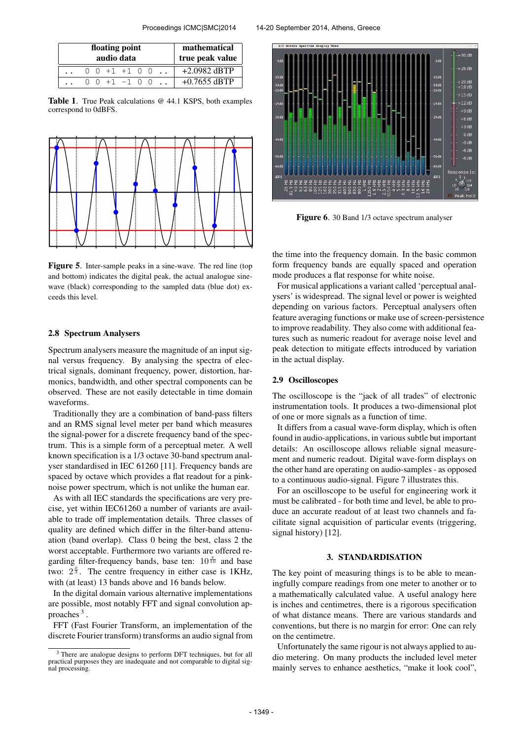| floating point audio data | mathematical true peak value |
|---|---|
| .. 0 0 +1 +1 0 0 .. | +2.0982 dBTP |
| .. 0 0 +1 −1 0 0 .. | +0.7655 dBTP |

**Table 1**. True Peak calculations @ 44.1 KSPS, both examples correspond to 0dBFS.

**Figure 5**. Inter-sample peaks in a sine-wave. The red line (top and bottom) indicates the digital peak, the actual analogue sine-wave (black) corresponding to the sampled data (blue dot) exceeds this level.

### 2.8 Spectrum Analysers

Spectrum analysers measure the magnitude of an input signal versus frequency. By analysing the spectra of electrical signals, dominant frequency, power, distortion, harmonics, bandwidth, and other spectral components can be observed. These are not easily detectable in time domain waveforms.

Traditionally they are a combination of band-pass filters and an RMS signal level meter per band which measures the signal-power for a discrete frequency band of the spectrum. This is a simple form of a perceptual meter. A well known specification is a 1/3 octave 30-band spectrum analyser standardised in IEC 61260 [11]. Frequency bands are spaced by octave which provides a flat readout for a pink-noise power spectrum, which is not unlike the human ear.

As with all IEC standards the specifications are very precise, yet within IEC61260 a number of variants are available to trade off implementation details. Three classes of quality are defined which differ in the filter-band attenuation (band overlap). Class 0 being the best, class 2 the worst acceptable. Furthermore two variants are offered regarding filter-frequency bands, base ten: $10^{\frac{x}{10}}$ and base two: $2^{\frac{x}{3}}$. The centre frequency in either case is 1KHz, with (at least) 13 bands above and 16 bands below.

In the digital domain various alternative implementations are possible, most notably FFT and signal convolution approaches [3].

FFT (Fast Fourier Transform, an implementation of the discrete Fourier transform) transforms an audio signal from the time into the frequency domain. In the basic common form frequency bands are equally spaced and operation mode produces a flat response for white noise.

For musical applications a variant called 'perceptual analysers' is widespread. The signal level or power is weighted depending on various factors. Perceptual analysers often feature averaging functions or make use of screen-persistence to improve readability. They also come with additional features such as numeric readout for average noise level and peak detection to mitigate effects introduced by variation in the actual display.

**Figure 6**. 30 Band 1/3 octave spectrum analyser

### 2.9 Oscilloscopes

The oscilloscope is the "jack of all trades" of electronic instrumentation tools. It produces a two-dimensional plot of one or more signals as a function of time.

It differs from a casual wave-form display, which is often found in audio-applications, in various subtle but important details: An oscilloscope allows reliable signal measurement and numeric readout. Digital wave-form displays on the other hand are operating on audio-samples - as opposed to a continuous audio-signal. Figure 7 illustrates this.

For an oscilloscope to be useful for engineering work it must be calibrated - for both time and level, be able to produce an accurate readout of at least two channels and facilitate signal acquisition of particular events (triggering, signal history) [12].

## 3. STANDARDISATION

The key point of measuring things is to be able to meaningfully compare readings from one meter to another or to a mathematically calculated value. A useful analogy here is inches and centimetres, there is a rigorous specification of what distance means. There are various standards and conventions, but there is no margin for error: One can rely on the centimetre.

Unfortunately the same rigour is not always applied to audio metering. On many products the included level meter mainly serves to enhance aesthetics, "make it look cool",

[3] There are analogue designs to perform DFT techniques, but for all practical purposes they are inadequate and not comparable to digital signal processing.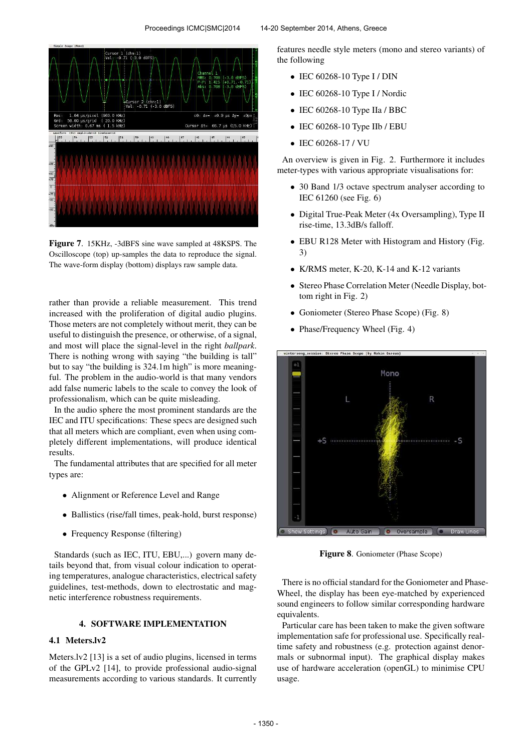**Figure 7**. 15KHz, -3dBFS sine wave sampled at 48KSPS. The Oscilloscope (top) up-samples the data to reproduce the signal. The wave-form display (bottom) displays raw sample data.

rather than provide a reliable measurement. This trend increased with the proliferation of digital audio plugins. Those meters are not completely without merit, they can be useful to distinguish the presence, or otherwise, of a signal, and most will place the signal-level in the right *ballpark*. There is nothing wrong with saying "the building is tall" but to say "the building is 324.1m high" is more meaningful. The problem in the audio-world is that many vendors add false numeric labels to the scale to convey the look of professionalism, which can be quite misleading.

In the audio sphere the most prominent standards are the IEC and ITU specifications: These specs are designed such that all meters which are compliant, even when using completely different implementations, will produce identical results.

The fundamental attributes that are specified for all meter types are:

- Alignment or Reference Level and Range
- Ballistics (rise/fall times, peak-hold, burst response)
- Frequency Response (filtering)

Standards (such as IEC, ITU, EBU,...) govern many details beyond that, from visual colour indication to operating temperatures, analogue characteristics, electrical safety guidelines, test-methods, down to electrostatic and magnetic interference robustness requirements.

## 4. SOFTWARE IMPLEMENTATION

### 4.1 Meters.lv2

Meters.lv2 [13] is a set of audio plugins, licensed in terms of the GPLv2 [14], to provide professional audio-signal measurements according to various standards. It currently features needle style meters (mono and stereo variants) of the following

- IEC 60268-10 Type I / DIN
- IEC 60268-10 Type I / Nordic
- IEC 60268-10 Type IIa / BBC
- IEC 60268-10 Type IIb / EBU
- IEC 60268-17 / VU

An overview is given in Fig. 2. Furthermore it includes meter-types with various appropriate visualisations for:

- 30 Band 1/3 octave spectrum analyser according to IEC 61260 (see Fig. 6)
- Digital True-Peak Meter (4x Oversampling), Type II rise-time, 13.3dB/s falloff.
- EBU R128 Meter with Histogram and History (Fig. 3)
- K/RMS meter, K-20, K-14 and K-12 variants
- Stereo Phase Correlation Meter (Needle Display, bottom right in Fig. 2)
- Goniometer (Stereo Phase Scope) (Fig. 8)
- Phase/Frequency Wheel (Fig. 4)

**Figure 8**. Goniometer (Phase Scope)

There is no official standard for the Goniometer and Phase-Wheel, the display has been eye-matched by experienced sound engineers to follow similar corresponding hardware equivalents.

Particular care has been taken to make the given software implementation safe for professional use. Specifically real-time safety and robustness (e.g. protection against denormals or subnormal input). The graphical display makes use of hardware acceleration (openGL) to minimise CPU usage.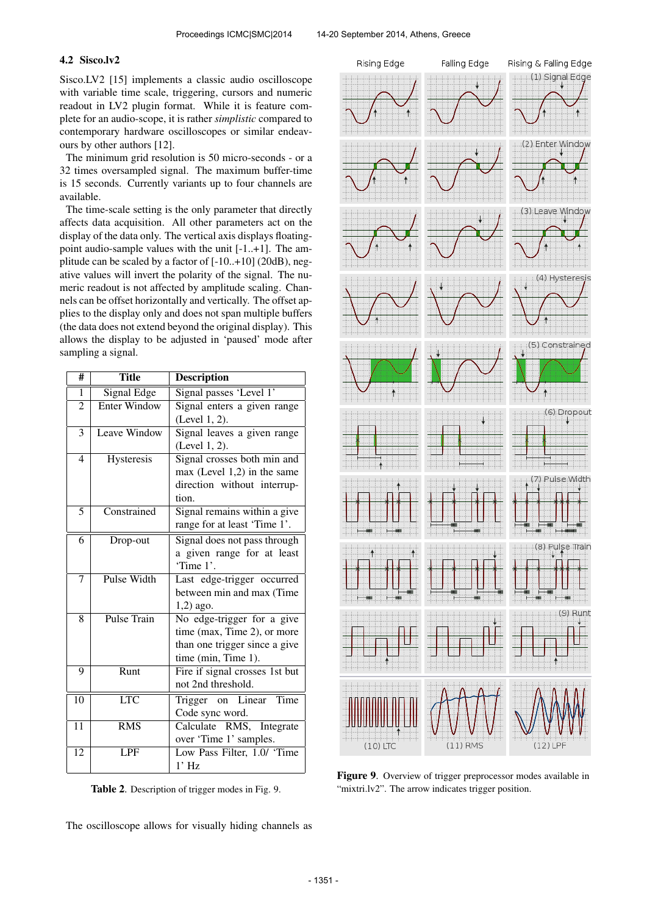### 4.2 Sisco.lv2

Sisco.LV2 [15] implements a classic audio oscilloscope with variable time scale, triggering, cursors and numeric readout in LV2 plugin format. While it is feature complete for an audio-scope, it is rather *simplistic* compared to contemporary hardware oscilloscopes or similar endeavours by other authors [12].

The minimum grid resolution is 50 micro-seconds - or a 32 times oversampled signal. The maximum buffer-time is 15 seconds. Currently variants up to four channels are available.

The time-scale setting is the only parameter that directly affects data acquisition. All other parameters act on the display of the data only. The vertical axis displays floating-point audio-sample values with the unit [-1..+1]. The amplitude can be scaled by a factor of [-10..+10] (20dB), negative values will invert the polarity of the signal. The numeric readout is not affected by amplitude scaling. Channels can be offset horizontally and vertically. The offset applies to the display only and does not span multiple buffers (the data does not extend beyond the original display). This allows the display to be adjusted in 'paused' mode after sampling a signal.

| # | Title | Description |
|---|---|---|
| 1 | Signal Edge | Signal passes 'Level 1' |
| 2 | Enter Window | Signal enters a given range (Level 1, 2). |
| 3 | Leave Window | Signal leaves a given range (Level 1, 2). |
| 4 | Hysteresis | Signal crosses both min and max (Level 1,2) in the same direction without interruption. |
| 5 | Constrained | Signal remains within a give range for at least 'Time 1'. |
| 6 | Drop-out | Signal does not pass through a given range for at least 'Time 1'. |
| 7 | Pulse Width | Last edge-trigger occurred between min and max (Time 1,2) ago. |
| 8 | Pulse Train | No edge-trigger for a give time (max, Time 2), or more than one trigger since a give time (min, Time 1). |
| 9 | Runt | Fire if signal crosses 1st but not 2nd threshold. |
| 10 | LTC | Trigger on Linear Time Code sync word. |
| 11 | RMS | Calculate RMS, Integrate over 'Time 1' samples. |
| 12 | LPF | Low Pass Filter, 1.0/ 'Time 1' Hz |

**Table 2**. Description of trigger modes in Fig. 9.

**Figure 9**. Overview of trigger preprocessor modes available in "mixtri.lv2". The arrow indicates trigger position.

The oscilloscope allows for visually hiding channels as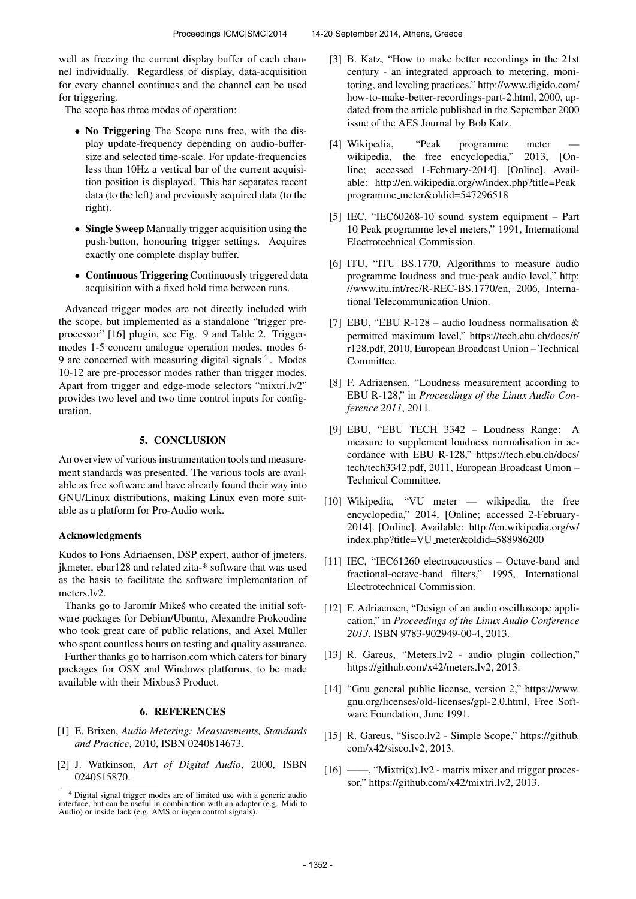well as freezing the current display buffer of each channel individually. Regardless of display, data-acquisition for every channel continues and the channel can be used for triggering.

The scope has three modes of operation:

- **No Triggering** The Scope runs free, with the display update-frequency depending on audio-buffer-size and selected time-scale. For update-frequencies less than 10Hz a vertical bar of the current acquisition position is displayed. This bar separates recent data (to the left) and previously acquired data (to the right).
- **Single Sweep** Manually trigger acquisition using the push-button, honouring trigger settings. Acquires exactly one complete display buffer.
- **Continuous Triggering** Continuously triggered data acquisition with a fixed hold time between runs.

Advanced trigger modes are not directly included with the scope, but implemented as a standalone "trigger pre-processor" [16] plugin, see Fig. 9 and Table 2. Trigger-modes 1-5 concern analogue operation modes, modes 6-9 are concerned with measuring digital signals [4]. Modes 10-12 are pre-processor modes rather than trigger modes. Apart from trigger and edge-mode selectors "mixtri.lv2" provides two level and two time control inputs for configuration.

## 5. CONCLUSION

An overview of various instrumentation tools and measurement standards was presented. The various tools are available as free software and have already found their way into GNU/Linux distributions, making Linux even more suitable as a platform for Pro-Audio work.

### Acknowledgments

Kudos to Fons Adriaensen, DSP expert, author of jmeters, jkmeter, ebur128 and related zita-* software that was used as the basis to facilitate the software implementation of meters.lv2.

Thanks go to Jaromír Mikeš who created the initial software packages for Debian/Ubuntu, Alexandre Prokoudine who took great care of public relations, and Axel Müller who spent countless hours on testing and quality assurance.

Further thanks go to harrison.com which caters for binary packages for OSX and Windows platforms, to be made available with their Mixbus3 Product.

## 6. REFERENCES

[1] E. Brixen, *Audio Metering: Measurements, Standards and Practice*, 2010, ISBN 0240814673.

[2] J. Watkinson, *Art of Digital Audio*, 2000, ISBN 0240515870.

[3] B. Katz, "How to make better recordings in the 21st century - an integrated approach to metering, monitoring, and leveling practices." http://www.digido.com/how-to-make-better-recordings-part-2.html, 2000, updated from the article published in the September 2000 issue of the AES Journal by Bob Katz.

[4] Wikipedia, "Peak programme meter — wikipedia, the free encyclopedia," 2013, [Online; accessed 1-February-2014]. [Online]. Available: http://en.wikipedia.org/w/index.php?title=Peak_programme_meter&oldid=547296518

[5] IEC, "IEC60268-10 sound system equipment – Part 10 Peak programme level meters," 1991, International Electrotechnical Commission.

[6] ITU, "ITU BS.1770, Algorithms to measure audio programme loudness and true-peak audio level," http://www.itu.int/rec/R-REC-BS.1770/en, 2006, International Telecommunication Union.

[7] EBU, "EBU R-128 – audio loudness normalisation & permitted maximum level," https://tech.ebu.ch/docs/r/r128.pdf, 2010, European Broadcast Union – Technical Committee.

[8] F. Adriaensen, "Loudness measurement according to EBU R-128," in *Proceedings of the Linux Audio Conference 2011*, 2011.

[9] EBU, "EBU TECH 3342 – Loudness Range: A measure to supplement loudness normalisation in accordance with EBU R-128," https://tech.ebu.ch/docs/tech/tech3342.pdf, 2011, European Broadcast Union – Technical Committee.

[10] Wikipedia, "VU meter — wikipedia, the free encyclopedia," 2014, [Online; accessed 2-February-2014]. [Online]. Available: http://en.wikipedia.org/w/index.php?title=VU_meter&oldid=588986200

[11] IEC, "IEC61260 electroacoustics – Octave-band and fractional-octave-band filters," 1995, International Electrotechnical Commission.

[12] F. Adriaensen, "Design of an audio oscilloscope application," in *Proceedings of the Linux Audio Conference 2013*, ISBN 9783-902949-00-4, 2013.

[13] R. Gareus, "Meters.lv2 - audio plugin collection," https://github.com/x42/meters.lv2, 2013.

[14] "Gnu general public license, version 2," https://www.gnu.org/licenses/old-licenses/gpl-2.0.html, Free Software Foundation, June 1991.

[15] R. Gareus, "Sisco.lv2 - Simple Scope," https://github.com/x42/sisco.lv2, 2013.

[16] ——, "Mixtri(x).lv2 - matrix mixer and trigger processor," https://github.com/x42/mixtri.lv2, 2013.

[4] Digital signal trigger modes are of limited use with a generic audio interface, but can be useful in combination with an adapter (e.g. Midi to Audio) or inside Jack (e.g. AMS or ingen control signals).